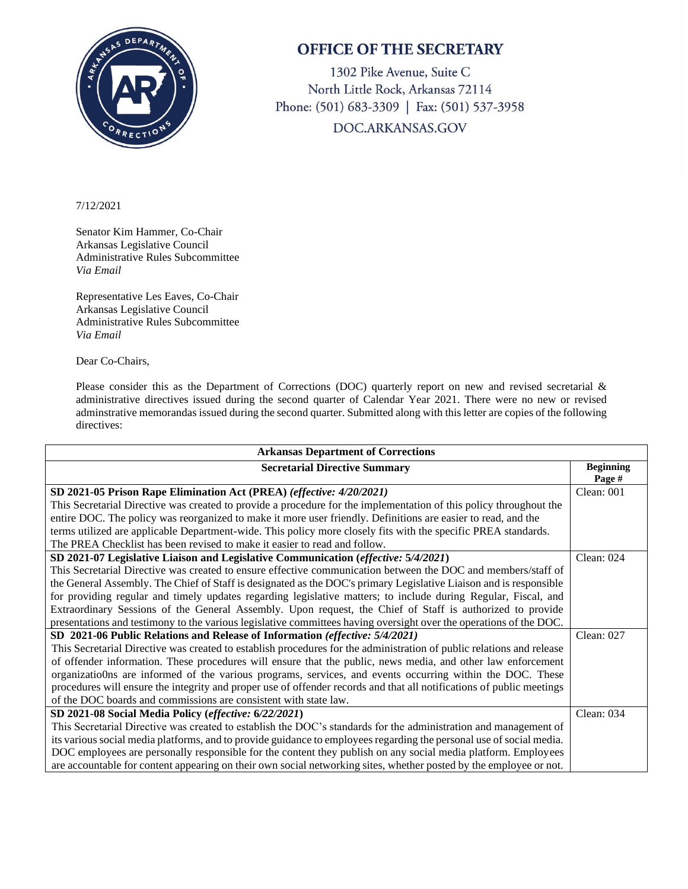# OFFICE OF THE SECRETARY

1302 Pike Avenue, Suite C
North Little Rock, Arkansas 72114
Phone: (501) 683-3309 | Fax: (501) 537-3958
DOC.ARKANSAS.GOV

7/12/2021

Senator Kim Hammer, Co-Chair
Arkansas Legislative Council
Administrative Rules Subcommittee
*Via Email*

Representative Les Eaves, Co-Chair
Arkansas Legislative Council
Administrative Rules Subcommittee
*Via Email*

Dear Co-Chairs,

Please consider this as the Department of Corrections (DOC) quarterly report on new and revised secretarial & administrative directives issued during the second quarter of Calendar Year 2021. There were no new or revised adminstrative memorandas issued during the second quarter. Submitted along with this letter are copies of the following directives:

| **Arkansas Department of Corrections** | |
|---|---|
| **Secretarial Directive Summary** | **Beginning Page #** |
| **SD 2021-05 Prison Rape Elimination Act (PREA)** ***(effective: 4/20/2021)*** This Secretarial Directive was created to provide a procedure for the implementation of this policy throughout the entire DOC. The policy was reorganized to make it more user friendly. Definitions are easier to read, and the terms utilized are applicable Department-wide. This policy more closely fits with the specific PREA standards. The PREA Checklist has been revised to make it easier to read and follow. | Clean: 001 |
| **SD 2021-07 Legislative Liaison and Legislative Communication (*effective: 5/4/2021*)** This Secretarial Directive was created to ensure effective communication between the DOC and members/staff of the General Assembly. The Chief of Staff is designated as the DOC's primary Legislative Liaison and is responsible for providing regular and timely updates regarding legislative matters; to include during Regular, Fiscal, and Extraordinary Sessions of the General Assembly. Upon request, the Chief of Staff is authorized to provide presentations and testimony to the various legislative committees having oversight over the operations of the DOC. | Clean: 024 |
| **SD 2021-06 Public Relations and Release of Information** ***(effective: 5/4/2021)*** This Secretarial Directive was created to establish procedures for the administration of public relations and release of offender information. These procedures will ensure that the public, news media, and other law enforcement organizatio0ns are informed of the various programs, services, and events occurring within the DOC. These procedures will ensure the integrity and proper use of offender records and that all notifications of public meetings of the DOC boards and commissions are consistent with state law. | Clean: 027 |
| **SD 2021-08 Social Media Policy (*effective: 6/22/2021*)** This Secretarial Directive was created to establish the DOC's standards for the administration and management of its various social media platforms, and to provide guidance to employees regarding the personal use of social media. DOC employees are personally responsible for the content they publish on any social media platform. Employees are accountable for content appearing on their own social networking sites, whether posted by the employee or not. | Clean: 034 |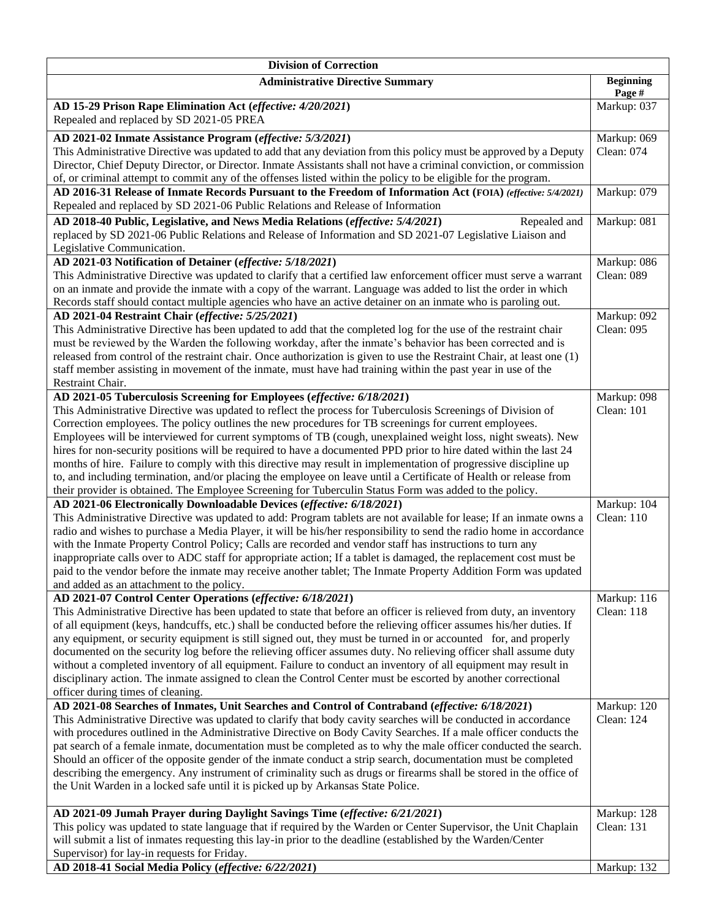| Division of Correction | |
|---|---|
| **Administrative Directive Summary** | **Beginning Page #** |
| **AD 15-29 Prison Rape Elimination Act (*effective: 4/20/2021*)**<br>Repealed and replaced by SD 2021-05 PREA | Markup: 037 |
| **AD 2021-02 Inmate Assistance Program (*effective: 5/3/2021*)**<br>This Administrative Directive was updated to add that any deviation from this policy must be approved by a Deputy Director, Chief Deputy Director, or Director. Inmate Assistants shall not have a criminal conviction, or commission of, or criminal attempt to commit any of the offenses listed within the policy to be eligible for the program. | Markup: 069<br>Clean: 074 |
| **AD 2016-31 Release of Inmate Records Pursuant to the Freedom of Information Act (FOIA) (*effective: 5/4/2021*)**<br>Repealed and replaced by SD 2021-06 Public Relations and Release of Information | Markup: 079 |
| **AD 2018-40 Public, Legislative, and News Media Relations (*effective: 5/4/2021*)** Repealed and replaced by SD 2021-06 Public Relations and Release of Information and SD 2021-07 Legislative Liaison and Legislative Communication. | Markup: 081 |
| **AD 2021-03 Notification of Detainer (*effective: 5/18/2021*)**<br>This Administrative Directive was updated to clarify that a certified law enforcement officer must serve a warrant on an inmate and provide the inmate with a copy of the warrant. Language was added to list the order in which Records staff should contact multiple agencies who have an active detainer on an inmate who is paroling out. | Markup: 086<br>Clean: 089 |
| **AD 2021-04 Restraint Chair (*effective: 5/25/2021*)**<br>This Administrative Directive has been updated to add that the completed log for the use of the restraint chair must be reviewed by the Warden the following workday, after the inmate's behavior has been corrected and is released from control of the restraint chair. Once authorization is given to use the Restraint Chair, at least one (1) staff member assisting in movement of the inmate, must have had training within the past year in use of the Restraint Chair. | Markup: 092<br>Clean: 095 |
| **AD 2021-05 Tuberculosis Screening for Employees (*effective: 6/18/2021*)**<br>This Administrative Directive was updated to reflect the process for Tuberculosis Screenings of Division of Correction employees. The policy outlines the new procedures for TB screenings for current employees. Employees will be interviewed for current symptoms of TB (cough, unexplained weight loss, night sweats). New hires for non-security positions will be required to have a documented PPD prior to hire dated within the last 24 months of hire. Failure to comply with this directive may result in implementation of progressive discipline up to, and including termination, and/or placing the employee on leave until a Certificate of Health or release from their provider is obtained. The Employee Screening for Tuberculin Status Form was added to the policy. | Markup: 098<br>Clean: 101 |
| **AD 2021-06 Electronically Downloadable Devices (*effective: 6/18/2021*)**<br>This Administrative Directive was updated to add: Program tablets are not available for lease; If an inmate owns a radio and wishes to purchase a Media Player, it will be his/her responsibility to send the radio home in accordance with the Inmate Property Control Policy; Calls are recorded and vendor staff has instructions to turn any inappropriate calls over to ADC staff for appropriate action; If a tablet is damaged, the replacement cost must be paid to the vendor before the inmate may receive another tablet; The Inmate Property Addition Form was updated and added as an attachment to the policy. | Markup: 104<br>Clean: 110 |
| **AD 2021-07 Control Center Operations (*effective: 6/18/2021*)**<br>This Administrative Directive has been updated to state that before an officer is relieved from duty, an inventory of all equipment (keys, handcuffs, etc.) shall be conducted before the relieving officer assumes his/her duties. If any equipment, or security equipment is still signed out, they must be turned in or accounted for, and properly documented on the security log before the relieving officer assumes duty. No relieving officer shall assume duty without a completed inventory of all equipment. Failure to conduct an inventory of all equipment may result in disciplinary action. The inmate assigned to clean the Control Center must be escorted by another correctional officer during times of cleaning. | Markup: 116<br>Clean: 118 |
| **AD 2021-08 Searches of Inmates, Unit Searches and Control of Contraband (*effective: 6/18/2021*)**<br>This Administrative Directive was updated to clarify that body cavity searches will be conducted in accordance with procedures outlined in the Administrative Directive on Body Cavity Searches. If a male officer conducts the pat search of a female inmate, documentation must be completed as to why the male officer conducted the search. Should an officer of the opposite gender of the inmate conduct a strip search, documentation must be completed describing the emergency. Any instrument of criminality such as drugs or firearms shall be stored in the office of the Unit Warden in a locked safe until it is picked up by Arkansas State Police. | Markup: 120<br>Clean: 124 |
| **AD 2021-09 Jumah Prayer during Daylight Savings Time (*effective: 6/21/2021*)**<br>This policy was updated to state language that if required by the Warden or Center Supervisor, the Unit Chaplain will submit a list of inmates requesting this lay-in prior to the deadline (established by the Warden/Center Supervisor) for lay-in requests for Friday. | Markup: 128<br>Clean: 131 |
| **AD 2018-41 Social Media Policy (*effective: 6/22/2021*)** | Markup: 132 |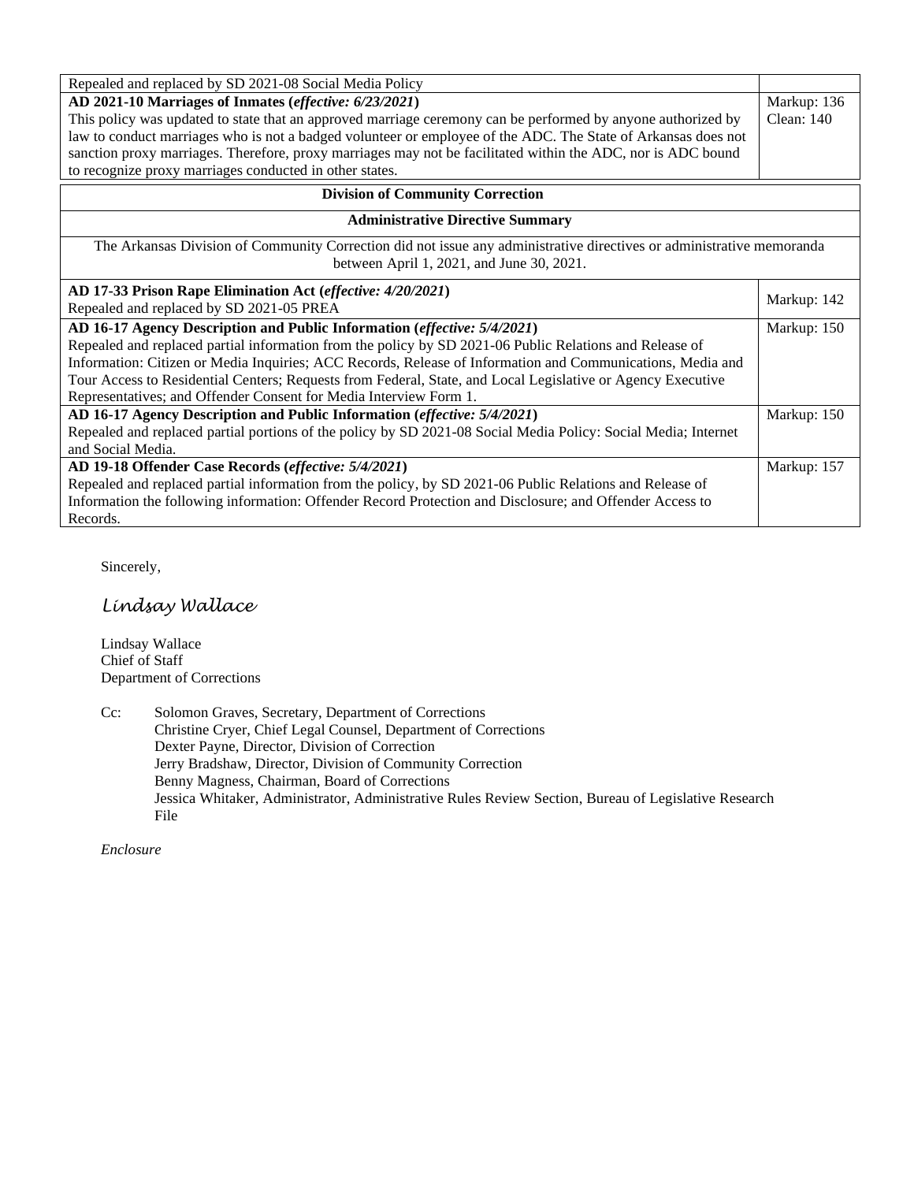| | |
|---|---|
| Repealed and replaced by SD 2021-08 Social Media Policy | |
| **AD 2021-10 Marriages of Inmates (*effective: 6/23/2021*)**<br>This policy was updated to state that an approved marriage ceremony can be performed by anyone authorized by law to conduct marriages who is not a badged volunteer or employee of the ADC. The State of Arkansas does not sanction proxy marriages. Therefore, proxy marriages may not be facilitated within the ADC, nor is ADC bound to recognize proxy marriages conducted in other states. | Markup: 136<br>Clean: 140 |
| **Division of Community Correction** | |
| **Administrative Directive Summary** | |
| The Arkansas Division of Community Correction did not issue any administrative directives or administrative memoranda between April 1, 2021, and June 30, 2021. | |
| **AD 17-33 Prison Rape Elimination Act (*effective: 4/20/2021*)**<br>Repealed and replaced by SD 2021-05 PREA | Markup: 142 |
| **AD 16-17 Agency Description and Public Information (*effective: 5/4/2021*)**<br>Repealed and replaced partial information from the policy by SD 2021-06 Public Relations and Release of Information: Citizen or Media Inquiries; ACC Records, Release of Information and Communications, Media and Tour Access to Residential Centers; Requests from Federal, State, and Local Legislative or Agency Executive Representatives; and Offender Consent for Media Interview Form 1. | Markup: 150 |
| **AD 16-17 Agency Description and Public Information (*effective: 5/4/2021*)**<br>Repealed and replaced partial portions of the policy by SD 2021-08 Social Media Policy: Social Media; Internet and Social Media. | Markup: 150 |
| **AD 19-18 Offender Case Records (*effective: 5/4/2021*)**<br>Repealed and replaced partial information from the policy, by SD 2021-06 Public Relations and Release of Information the following information: Offender Record Protection and Disclosure; and Offender Access to Records. | Markup: 157 |

Sincerely,

*Lindsay Wallace*

Lindsay Wallace
Chief of Staff
Department of Corrections

Cc: Solomon Graves, Secretary, Department of Corrections
Christine Cryer, Chief Legal Counsel, Department of Corrections
Dexter Payne, Director, Division of Correction
Jerry Bradshaw, Director, Division of Community Correction
Benny Magness, Chairman, Board of Corrections
Jessica Whitaker, Administrator, Administrative Rules Review Section, Bureau of Legislative Research
File

*Enclosure*